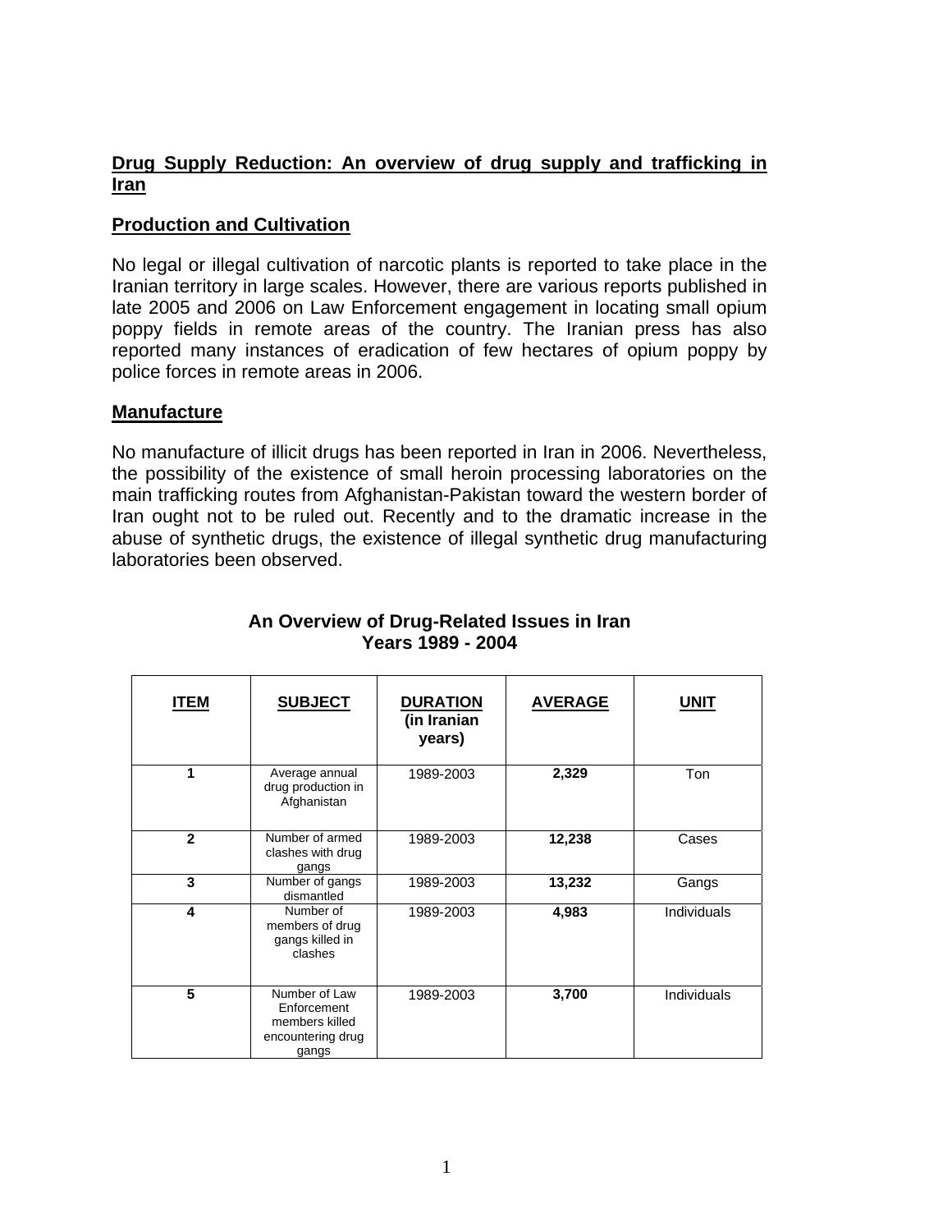## Drug Supply Reduction: An overview of drug supply and trafficking in Iran

### Production and Cultivation

No legal or illegal cultivation of narcotic plants is reported to take place in the Iranian territory in large scales. However, there are various reports published in late 2005 and 2006 on Law Enforcement engagement in locating small opium poppy fields in remote areas of the country. The Iranian press has also reported many instances of eradication of few hectares of opium poppy by police forces in remote areas in 2006.

### Manufacture

No manufacture of illicit drugs has been reported in Iran in 2006. Nevertheless, the possibility of the existence of small heroin processing laboratories on the main trafficking routes from Afghanistan-Pakistan toward the western border of Iran ought not to be ruled out. Recently and to the dramatic increase in the abuse of synthetic drugs, the existence of illegal synthetic drug manufacturing laboratories been observed.

**An Overview of Drug-Related Issues in Iran**
**Years 1989 - 2004**

| ITEM | SUBJECT | DURATION (in Iranian years) | AVERAGE | UNIT |
|---|---|---|---|---|
| **1** | Average annual drug production in Afghanistan | 1989-2003 | **2,329** | Ton |
| **2** | Number of armed clashes with drug gangs | 1989-2003 | **12,238** | Cases |
| **3** | Number of gangs dismantled | 1989-2003 | **13,232** | Gangs |
| **4** | Number of members of drug gangs killed in clashes | 1989-2003 | **4,983** | Individuals |
| **5** | Number of Law Enforcement members killed encountering drug gangs | 1989-2003 | **3,700** | Individuals |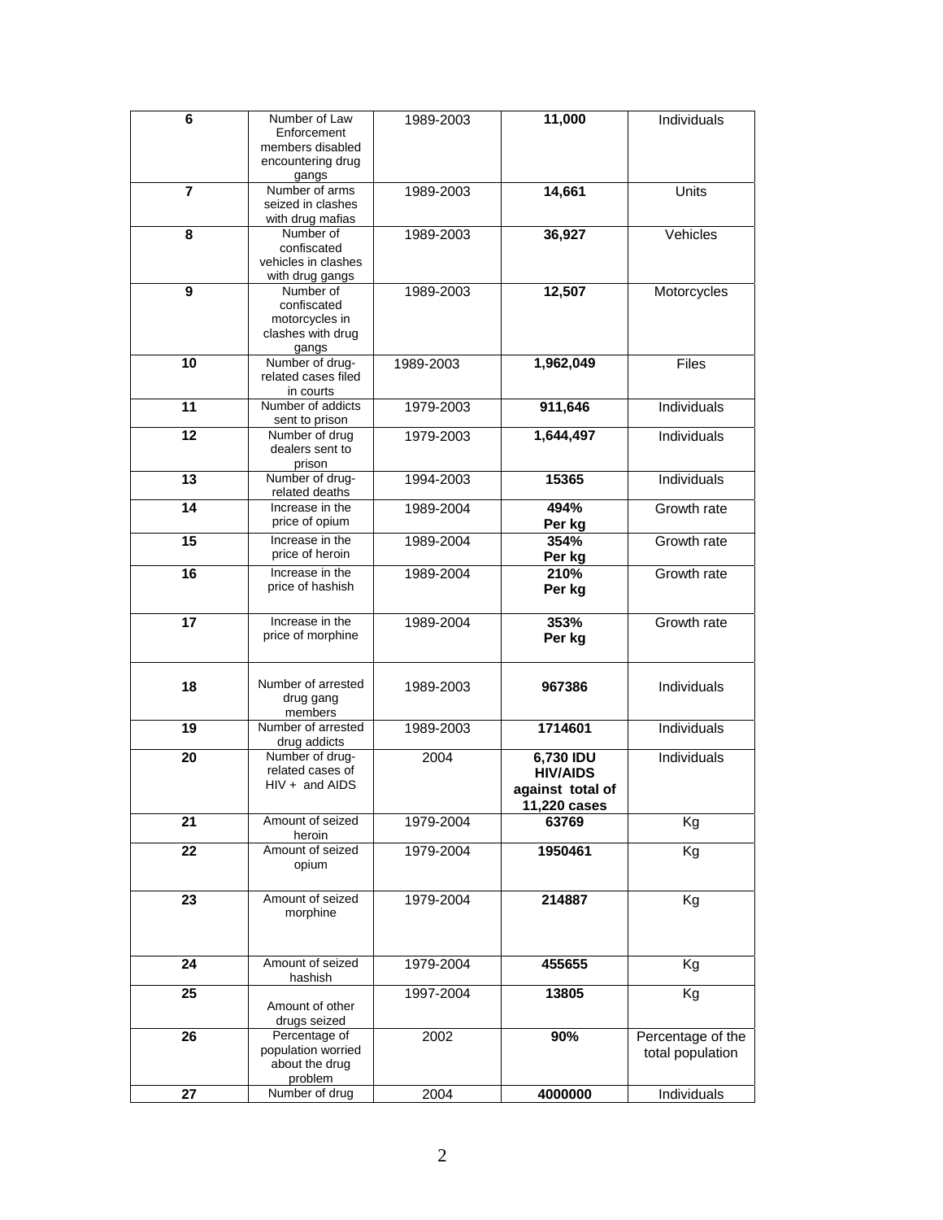| 6 | Number of Law Enforcement members disabled encountering drug gangs | 1989-2003 | **11,000** | Individuals |
|---|---|---|---|---|
| **7** | Number of arms seized in clashes with drug mafias | 1989-2003 | **14,661** | Units |
| **8** | Number of confiscated vehicles in clashes with drug gangs | 1989-2003 | **36,927** | Vehicles |
| **9** | Number of confiscated motorcycles in clashes with drug gangs | 1989-2003 | **12,507** | Motorcycles |
| **10** | Number of drug-related cases filed in courts | 1989-2003 | **1,962,049** | Files |
| **11** | Number of addicts sent to prison | 1979-2003 | **911,646** | Individuals |
| **12** | Number of drug dealers sent to prison | 1979-2003 | **1,644,497** | Individuals |
| **13** | Number of drug-related deaths | 1994-2003 | **15365** | Individuals |
| **14** | Increase in the price of opium | 1989-2004 | **494% Per kg** | Growth rate |
| **15** | Increase in the price of heroin | 1989-2004 | **354% Per kg** | Growth rate |
| **16** | Increase in the price of hashish | 1989-2004 | **210% Per kg** | Growth rate |
| **17** | Increase in the price of morphine | 1989-2004 | **353% Per kg** | Growth rate |
| **18** | Number of arrested drug gang members | 1989-2003 | **967386** | Individuals |
| **19** | Number of arrested drug addicts | 1989-2003 | **1714601** | Individuals |
| **20** | Number of drug-related cases of HIV + and AIDS | 2004 | **6,730 IDU HIV/AIDS against total of 11,220 cases** | Individuals |
| **21** | Amount of seized heroin | 1979-2004 | **63769** | Kg |
| **22** | Amount of seized opium | 1979-2004 | **1950461** | Kg |
| **23** | Amount of seized morphine | 1979-2004 | **214887** | Kg |
| **24** | Amount of seized hashish | 1979-2004 | **455655** | Kg |
| **25** | Amount of other drugs seized | 1997-2004 | **13805** | Kg |
| **26** | Percentage of population worried about the drug problem | 2002 | **90%** | Percentage of the total population |
| **27** | Number of drug | 2004 | **4000000** | Individuals |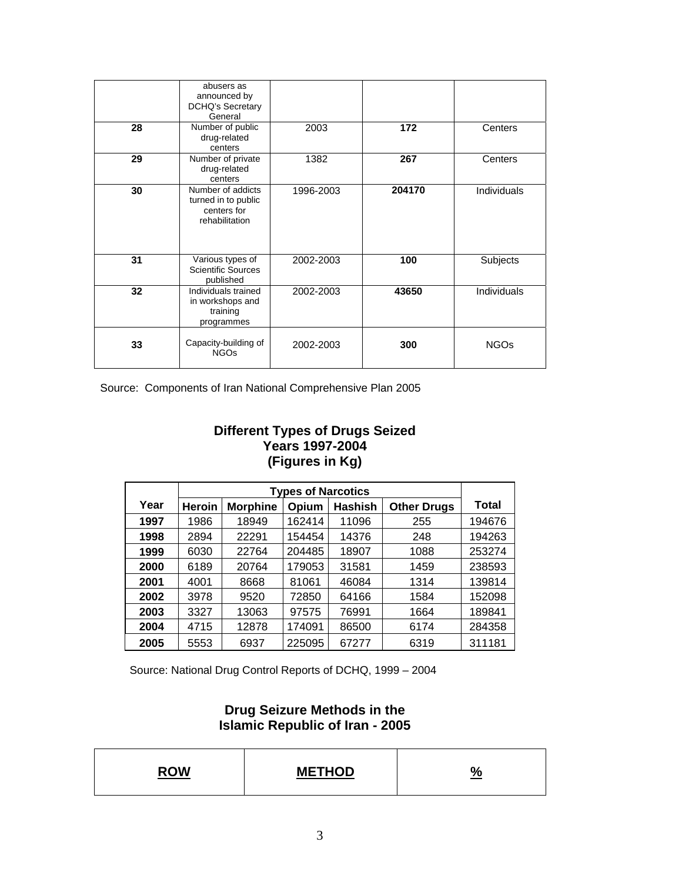| | abusers as announced by DCHQ's Secretary General | | | |
|---|---|---|---|---|
| **28** | Number of public drug-related centers | 2003 | **172** | Centers |
| **29** | Number of private drug-related centers | 1382 | **267** | Centers |
| **30** | Number of addicts turned in to public centers for rehabilitation | 1996-2003 | **204170** | Individuals |
| **31** | Various types of Scientific Sources published | 2002-2003 | **100** | Subjects |
| **32** | Individuals trained in workshops and training programmes | 2002-2003 | **43650** | Individuals |
| **33** | Capacity-building of NGOs | 2002-2003 | **300** | NGOs |

Source: Components of Iran National Comprehensive Plan 2005

## Different Types of Drugs Seized
## Years 1997-2004
## (Figures in Kg)

| | Types of Narcotics | | | | | |
|---|---|---|---|---|---|---|
| **Year** | **Heroin** | **Morphine** | **Opium** | **Hashish** | **Other Drugs** | **Total** |
| **1997** | 1986 | 18949 | 162414 | 11096 | 255 | 194676 |
| **1998** | 2894 | 22291 | 154454 | 14376 | 248 | 194263 |
| **1999** | 6030 | 22764 | 204485 | 18907 | 1088 | 253274 |
| **2000** | 6189 | 20764 | 179053 | 31581 | 1459 | 238593 |
| **2001** | 4001 | 8668 | 81061 | 46084 | 1314 | 139814 |
| **2002** | 3978 | 9520 | 72850 | 64166 | 1584 | 152098 |
| **2003** | 3327 | 13063 | 97575 | 76991 | 1664 | 189841 |
| **2004** | 4715 | 12878 | 174091 | 86500 | 6174 | 284358 |
| **2005** | 5553 | 6937 | 225095 | 67277 | 6319 | 311181 |

Source: National Drug Control Reports of DCHQ, 1999 – 2004

## Drug Seizure Methods in the
## Islamic Republic of Iran - 2005

| **ROW** | **METHOD** | **%** |
|---|---|---|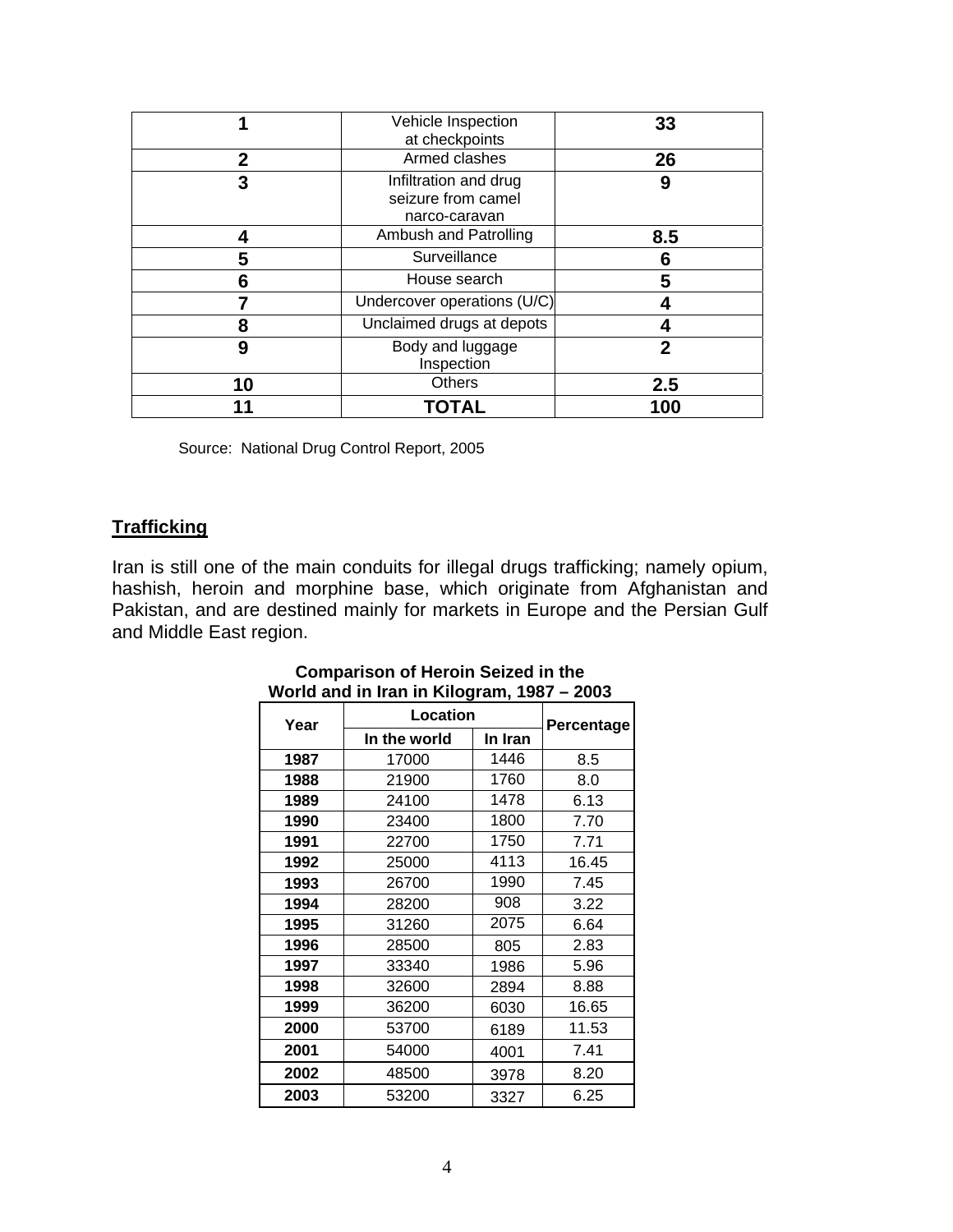| 1 | Vehicle Inspection at checkpoints | 33 |
|---|---|---|
| 2 | Armed clashes | 26 |
| 3 | Infiltration and drug seizure from camel narco-caravan | 9 |
| 4 | Ambush and Patrolling | 8.5 |
| 5 | Surveillance | 6 |
| 6 | House search | 5 |
| 7 | Undercover operations (U/C) | 4 |
| 8 | Unclaimed drugs at depots | 4 |
| 9 | Body and luggage Inspection | 2 |
| 10 | Others | 2.5 |
| 11 | **TOTAL** | 100 |

Source: National Drug Control Report, 2005

## Trafficking

Iran is still one of the main conduits for illegal drugs trafficking; namely opium, hashish, heroin and morphine base, which originate from Afghanistan and Pakistan, and are destined mainly for markets in Europe and the Persian Gulf and Middle East region.

**Comparison of Heroin Seized in the World and in Iran in Kilogram, 1987 – 2003**

| Year | Location | | Percentage |
|---|---|---|---|
| | In the world | In Iran | |
| 1987 | 17000 | 1446 | 8.5 |
| 1988 | 21900 | 1760 | 8.0 |
| 1989 | 24100 | 1478 | 6.13 |
| 1990 | 23400 | 1800 | 7.70 |
| 1991 | 22700 | 1750 | 7.71 |
| 1992 | 25000 | 4113 | 16.45 |
| 1993 | 26700 | 1990 | 7.45 |
| 1994 | 28200 | 908 | 3.22 |
| 1995 | 31260 | 2075 | 6.64 |
| 1996 | 28500 | 805 | 2.83 |
| 1997 | 33340 | 1986 | 5.96 |
| 1998 | 32600 | 2894 | 8.88 |
| 1999 | 36200 | 6030 | 16.65 |
| 2000 | 53700 | 6189 | 11.53 |
| 2001 | 54000 | 4001 | 7.41 |
| 2002 | 48500 | 3978 | 8.20 |
| 2003 | 53200 | 3327 | 6.25 |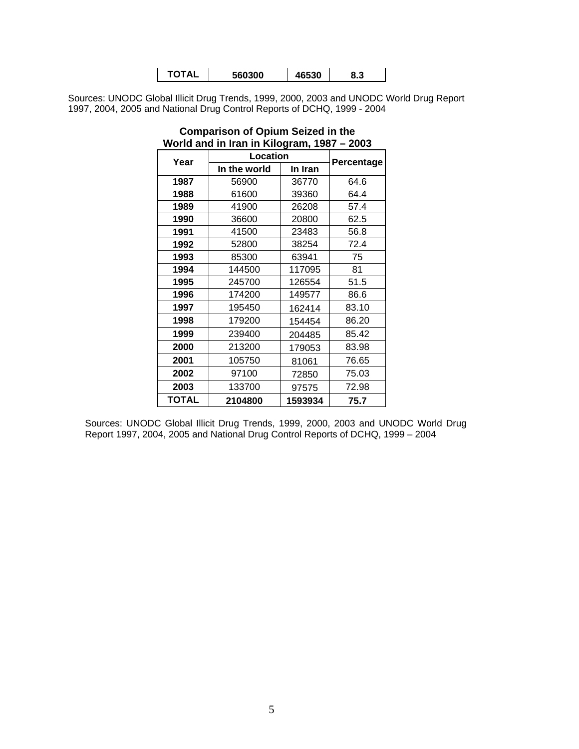| TOTAL | 560300 | 46530 | 8.3 |
|---|---|---|---|

Sources: UNODC Global Illicit Drug Trends, 1999, 2000, 2003 and UNODC World Drug Report 1997, 2004, 2005 and National Drug Control Reports of DCHQ, 1999 - 2004

**Comparison of Opium Seized in the World and in Iran in Kilogram, 1987 – 2003**

| Year | Location | | Percentage |
|---|---|---|---|
| | In the world | In Iran | |
| 1987 | 56900 | 36770 | 64.6 |
| 1988 | 61600 | 39360 | 64.4 |
| 1989 | 41900 | 26208 | 57.4 |
| 1990 | 36600 | 20800 | 62.5 |
| 1991 | 41500 | 23483 | 56.8 |
| 1992 | 52800 | 38254 | 72.4 |
| 1993 | 85300 | 63941 | 75 |
| 1994 | 144500 | 117095 | 81 |
| 1995 | 245700 | 126554 | 51.5 |
| 1996 | 174200 | 149577 | 86.6 |
| 1997 | 195450 | 162414 | 83.10 |
| 1998 | 179200 | 154454 | 86.20 |
| 1999 | 239400 | 204485 | 85.42 |
| 2000 | 213200 | 179053 | 83.98 |
| 2001 | 105750 | 81061 | 76.65 |
| 2002 | 97100 | 72850 | 75.03 |
| 2003 | 133700 | 97575 | 72.98 |
| **TOTAL** | **2104800** | **1593934** | **75.7** |

Sources: UNODC Global Illicit Drug Trends, 1999, 2000, 2003 and UNODC World Drug Report 1997, 2004, 2005 and National Drug Control Reports of DCHQ, 1999 – 2004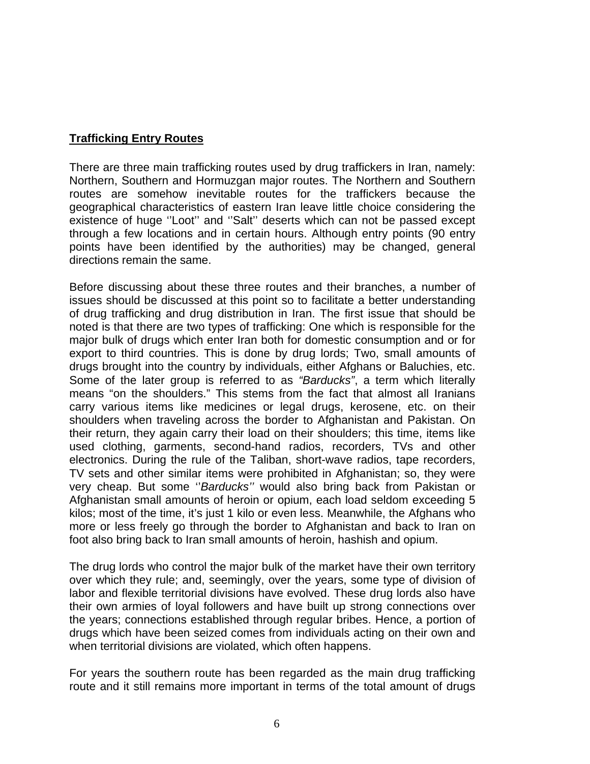**Trafficking Entry Routes**

There are three main trafficking routes used by drug traffickers in Iran, namely: Northern, Southern and Hormuzgan major routes. The Northern and Southern routes are somehow inevitable routes for the traffickers because the geographical characteristics of eastern Iran leave little choice considering the existence of huge ''Loot'' and ''Salt'' deserts which can not be passed except through a few locations and in certain hours. Although entry points (90 entry points have been identified by the authorities) may be changed, general directions remain the same.

Before discussing about these three routes and their branches, a number of issues should be discussed at this point so to facilitate a better understanding of drug trafficking and drug distribution in Iran. The first issue that should be noted is that there are two types of trafficking: One which is responsible for the major bulk of drugs which enter Iran both for domestic consumption and or for export to third countries. This is done by drug lords; Two, small amounts of drugs brought into the country by individuals, either Afghans or Baluchies, etc. Some of the later group is referred to as *"Barducks"*, a term which literally means "on the shoulders." This stems from the fact that almost all Iranians carry various items like medicines or legal drugs, kerosene, etc. on their shoulders when traveling across the border to Afghanistan and Pakistan. On their return, they again carry their load on their shoulders; this time, items like used clothing, garments, second-hand radios, recorders, TVs and other electronics. During the rule of the Taliban, short-wave radios, tape recorders, TV sets and other similar items were prohibited in Afghanistan; so, they were very cheap. But some ''*Barducks''* would also bring back from Pakistan or Afghanistan small amounts of heroin or opium, each load seldom exceeding 5 kilos; most of the time, it's just 1 kilo or even less. Meanwhile, the Afghans who more or less freely go through the border to Afghanistan and back to Iran on foot also bring back to Iran small amounts of heroin, hashish and opium.

The drug lords who control the major bulk of the market have their own territory over which they rule; and, seemingly, over the years, some type of division of labor and flexible territorial divisions have evolved. These drug lords also have their own armies of loyal followers and have built up strong connections over the years; connections established through regular bribes. Hence, a portion of drugs which have been seized comes from individuals acting on their own and when territorial divisions are violated, which often happens.

For years the southern route has been regarded as the main drug trafficking route and it still remains more important in terms of the total amount of drugs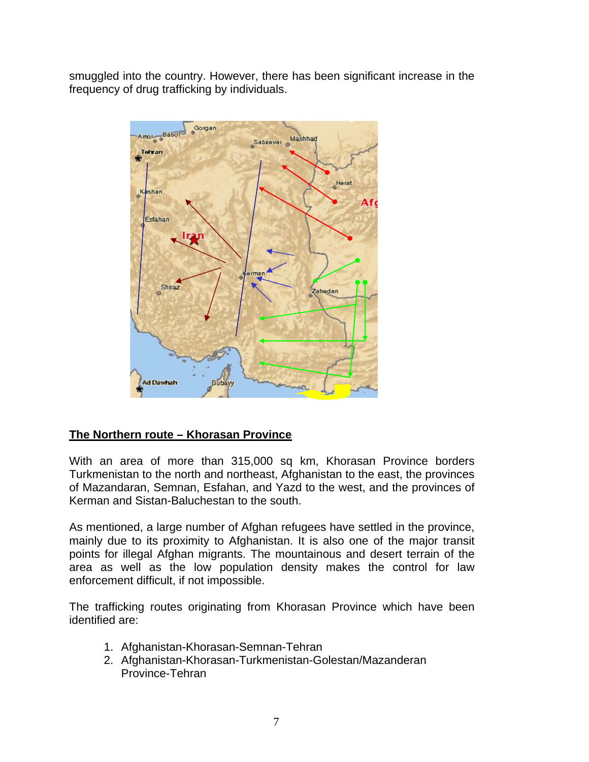smuggled into the country. However, there has been significant increase in the frequency of drug trafficking by individuals.

## The Northern route – Khorasan Province

With an area of more than 315,000 sq km, Khorasan Province borders Turkmenistan to the north and northeast, Afghanistan to the east, the provinces of Mazandaran, Semnan, Esfahan, and Yazd to the west, and the provinces of Kerman and Sistan-Baluchestan to the south.

As mentioned, a large number of Afghan refugees have settled in the province, mainly due to its proximity to Afghanistan. It is also one of the major transit points for illegal Afghan migrants. The mountainous and desert terrain of the area as well as the low population density makes the control for law enforcement difficult, if not impossible.

The trafficking routes originating from Khorasan Province which have been identified are:

1. Afghanistan-Khorasan-Semnan-Tehran
2. Afghanistan-Khorasan-Turkmenistan-Golestan/Mazanderan Province-Tehran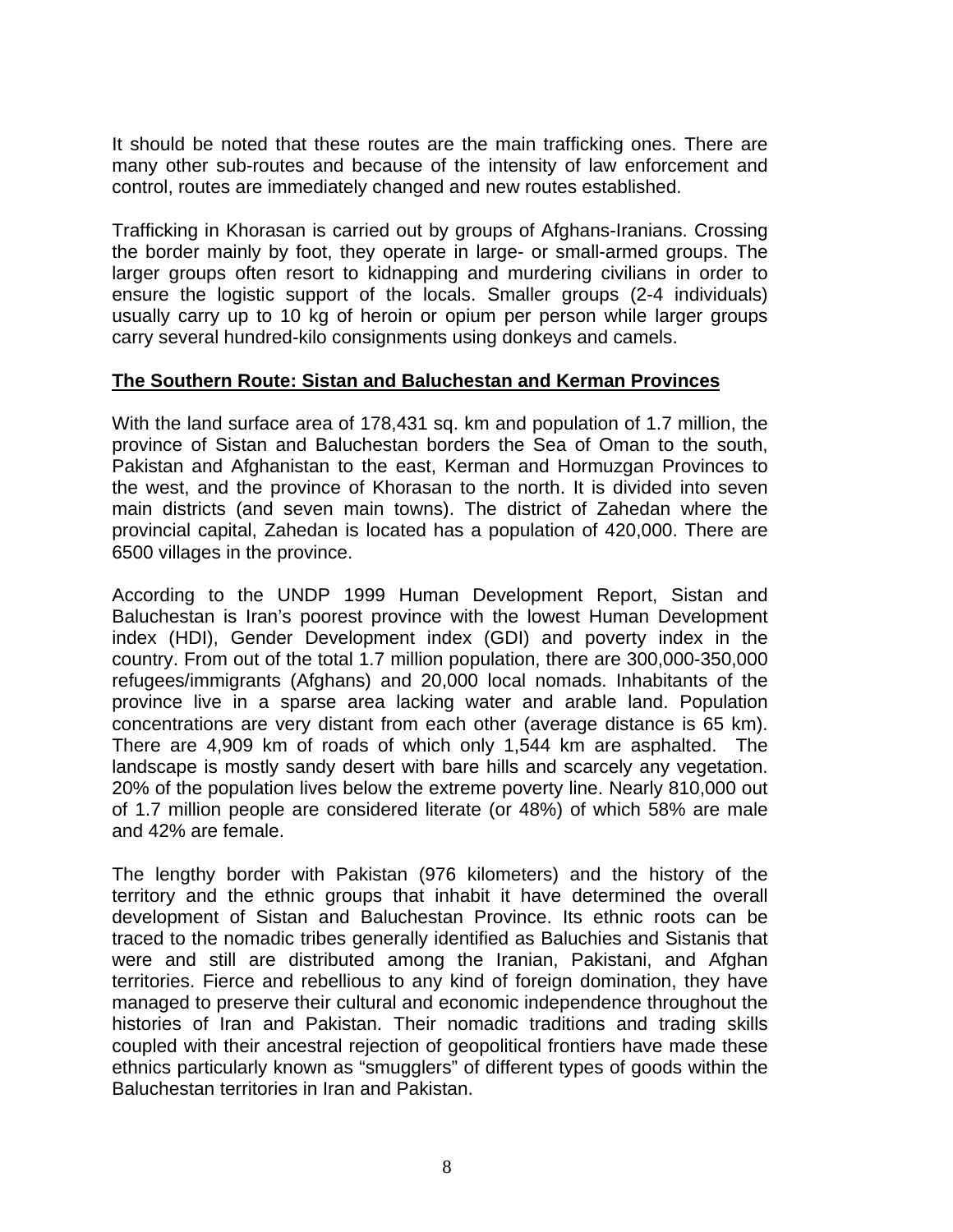It should be noted that these routes are the main trafficking ones. There are many other sub-routes and because of the intensity of law enforcement and control, routes are immediately changed and new routes established.

Trafficking in Khorasan is carried out by groups of Afghans-Iranians. Crossing the border mainly by foot, they operate in large- or small-armed groups. The larger groups often resort to kidnapping and murdering civilians in order to ensure the logistic support of the locals. Smaller groups (2-4 individuals) usually carry up to 10 kg of heroin or opium per person while larger groups carry several hundred-kilo consignments using donkeys and camels.

## The Southern Route: Sistan and Baluchestan and Kerman Provinces

With the land surface area of 178,431 sq. km and population of 1.7 million, the province of Sistan and Baluchestan borders the Sea of Oman to the south, Pakistan and Afghanistan to the east, Kerman and Hormuzgan Provinces to the west, and the province of Khorasan to the north. It is divided into seven main districts (and seven main towns). The district of Zahedan where the provincial capital, Zahedan is located has a population of 420,000. There are 6500 villages in the province.

According to the UNDP 1999 Human Development Report, Sistan and Baluchestan is Iran's poorest province with the lowest Human Development index (HDI), Gender Development index (GDI) and poverty index in the country. From out of the total 1.7 million population, there are 300,000-350,000 refugees/immigrants (Afghans) and 20,000 local nomads. Inhabitants of the province live in a sparse area lacking water and arable land. Population concentrations are very distant from each other (average distance is 65 km). There are 4,909 km of roads of which only 1,544 km are asphalted. The landscape is mostly sandy desert with bare hills and scarcely any vegetation. 20% of the population lives below the extreme poverty line. Nearly 810,000 out of 1.7 million people are considered literate (or 48%) of which 58% are male and 42% are female.

The lengthy border with Pakistan (976 kilometers) and the history of the territory and the ethnic groups that inhabit it have determined the overall development of Sistan and Baluchestan Province. Its ethnic roots can be traced to the nomadic tribes generally identified as Baluchies and Sistanis that were and still are distributed among the Iranian, Pakistani, and Afghan territories. Fierce and rebellious to any kind of foreign domination, they have managed to preserve their cultural and economic independence throughout the histories of Iran and Pakistan. Their nomadic traditions and trading skills coupled with their ancestral rejection of geopolitical frontiers have made these ethnics particularly known as "smugglers" of different types of goods within the Baluchestan territories in Iran and Pakistan.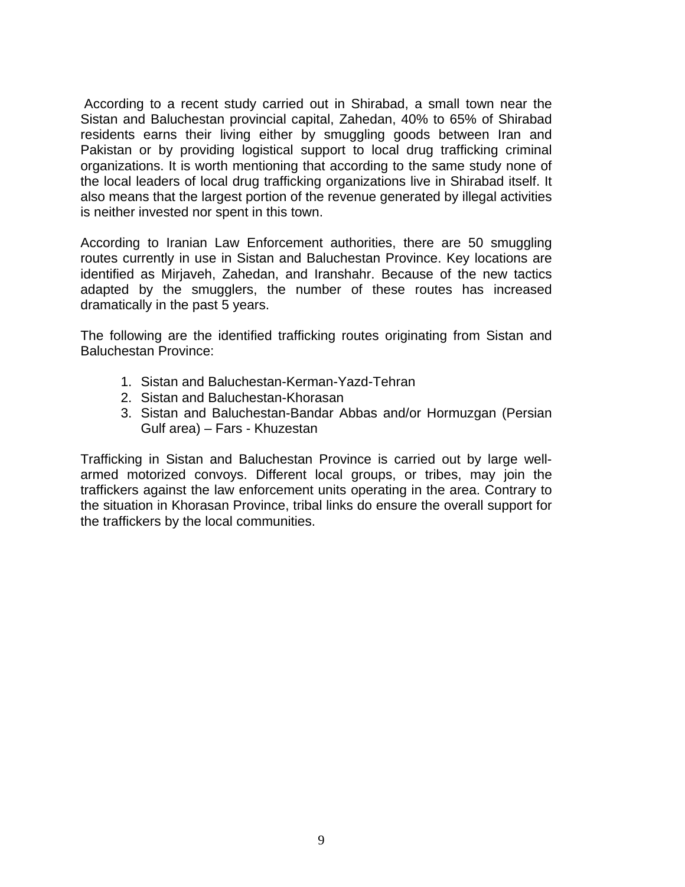According to a recent study carried out in Shirabad, a small town near the Sistan and Baluchestan provincial capital, Zahedan, 40% to 65% of Shirabad residents earns their living either by smuggling goods between Iran and Pakistan or by providing logistical support to local drug trafficking criminal organizations. It is worth mentioning that according to the same study none of the local leaders of local drug trafficking organizations live in Shirabad itself. It also means that the largest portion of the revenue generated by illegal activities is neither invested nor spent in this town.

According to Iranian Law Enforcement authorities, there are 50 smuggling routes currently in use in Sistan and Baluchestan Province. Key locations are identified as Mirjaveh, Zahedan, and Iranshahr. Because of the new tactics adapted by the smugglers, the number of these routes has increased dramatically in the past 5 years.

The following are the identified trafficking routes originating from Sistan and Baluchestan Province:

1. Sistan and Baluchestan-Kerman-Yazd-Tehran
2. Sistan and Baluchestan-Khorasan
3. Sistan and Baluchestan-Bandar Abbas and/or Hormuzgan (Persian Gulf area) – Fars - Khuzestan

Trafficking in Sistan and Baluchestan Province is carried out by large well-armed motorized convoys. Different local groups, or tribes, may join the traffickers against the law enforcement units operating in the area. Contrary to the situation in Khorasan Province, tribal links do ensure the overall support for the traffickers by the local communities.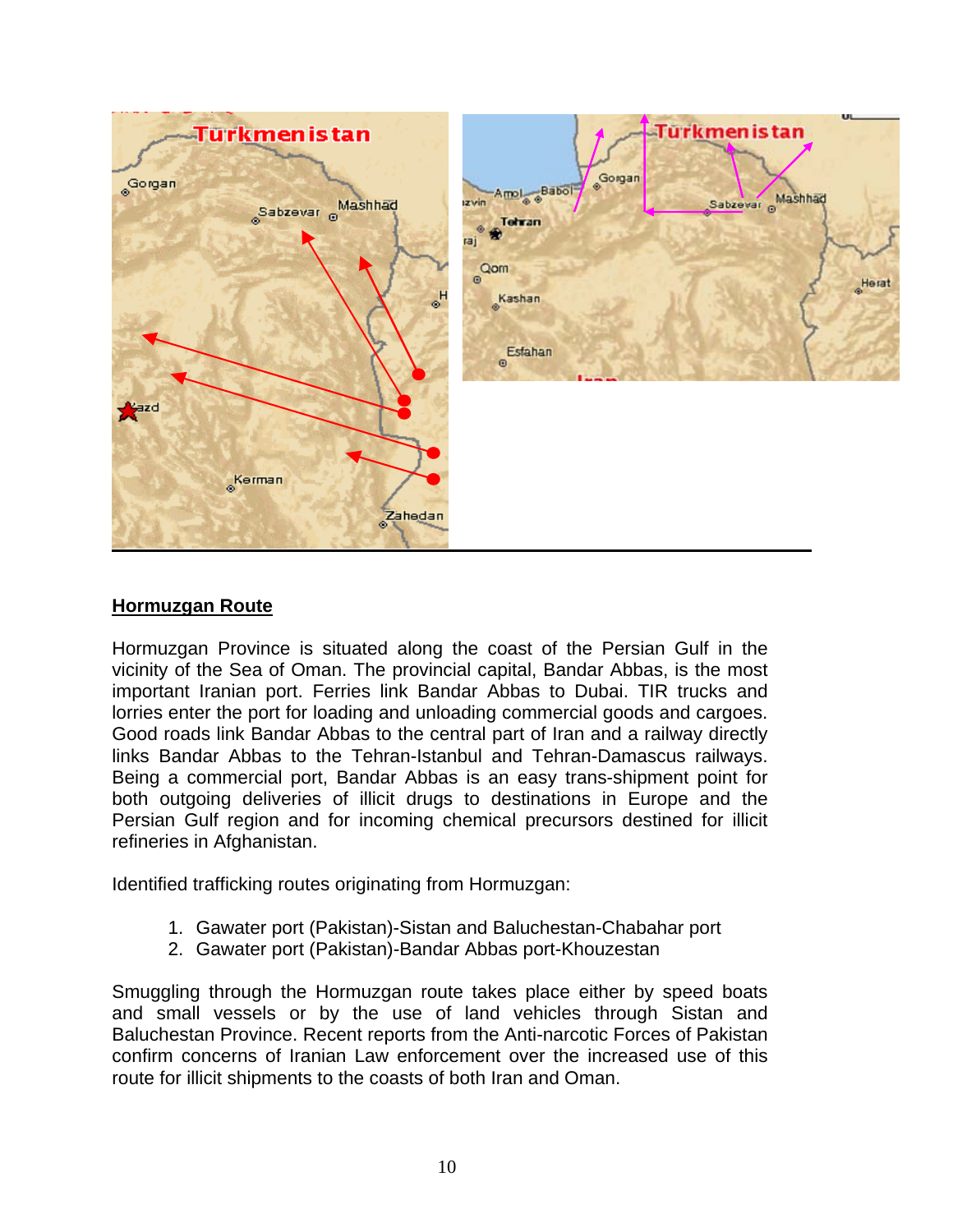## Hormuzgan Route

Hormuzgan Province is situated along the coast of the Persian Gulf in the vicinity of the Sea of Oman. The provincial capital, Bandar Abbas, is the most important Iranian port. Ferries link Bandar Abbas to Dubai. TIR trucks and lorries enter the port for loading and unloading commercial goods and cargoes. Good roads link Bandar Abbas to the central part of Iran and a railway directly links Bandar Abbas to the Tehran-Istanbul and Tehran-Damascus railways. Being a commercial port, Bandar Abbas is an easy trans-shipment point for both outgoing deliveries of illicit drugs to destinations in Europe and the Persian Gulf region and for incoming chemical precursors destined for illicit refineries in Afghanistan.

Identified trafficking routes originating from Hormuzgan:

1. Gawater port (Pakistan)-Sistan and Baluchestan-Chabahar port
2. Gawater port (Pakistan)-Bandar Abbas port-Khouzestan

Smuggling through the Hormuzgan route takes place either by speed boats and small vessels or by the use of land vehicles through Sistan and Baluchestan Province. Recent reports from the Anti-narcotic Forces of Pakistan confirm concerns of Iranian Law enforcement over the increased use of this route for illicit shipments to the coasts of both Iran and Oman.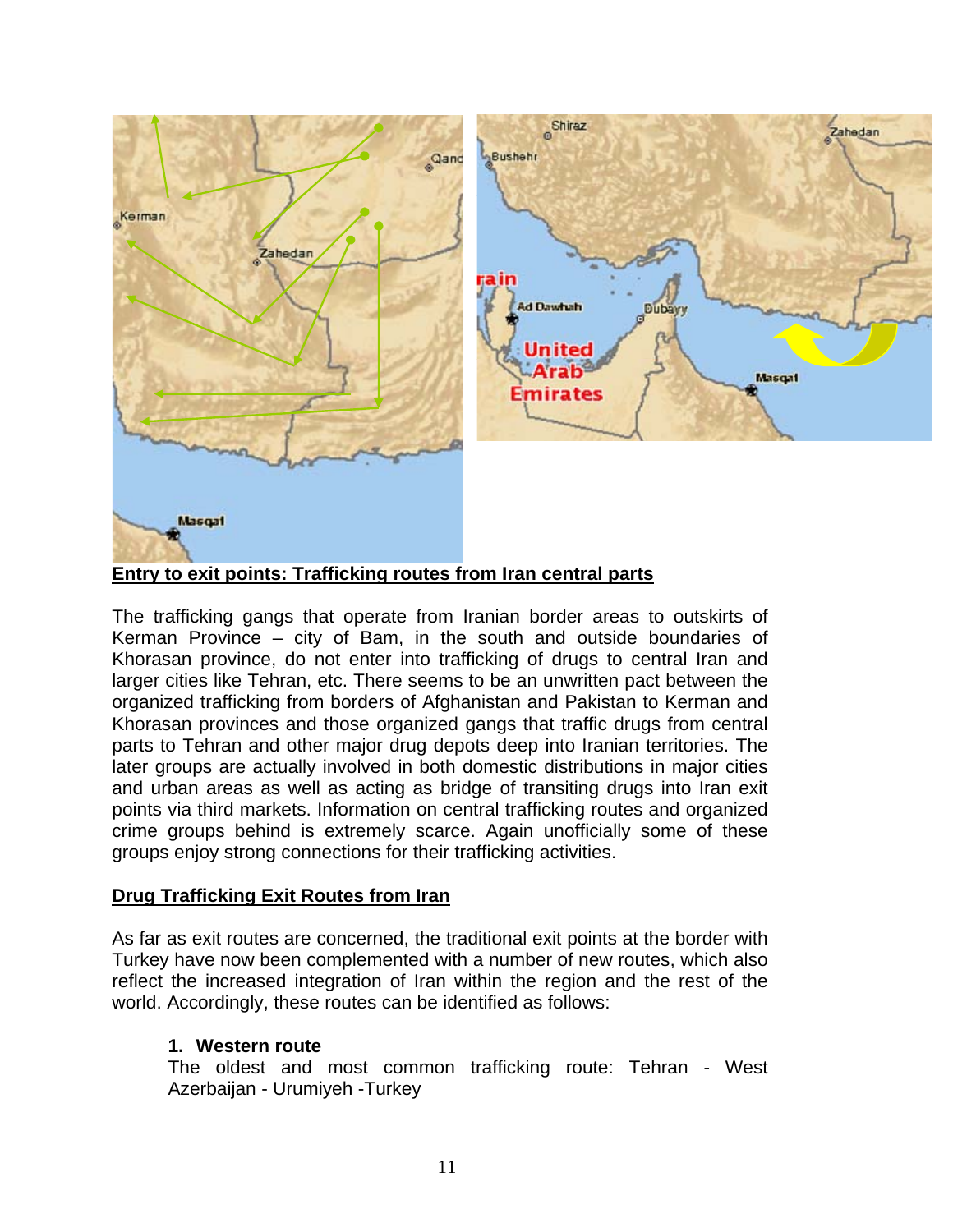**Entry to exit points: Trafficking routes from Iran central parts**

The trafficking gangs that operate from Iranian border areas to outskirts of Kerman Province – city of Bam, in the south and outside boundaries of Khorasan province, do not enter into trafficking of drugs to central Iran and larger cities like Tehran, etc. There seems to be an unwritten pact between the organized trafficking from borders of Afghanistan and Pakistan to Kerman and Khorasan provinces and those organized gangs that traffic drugs from central parts to Tehran and other major drug depots deep into Iranian territories. The later groups are actually involved in both domestic distributions in major cities and urban areas as well as acting as bridge of transiting drugs into Iran exit points via third markets. Information on central trafficking routes and organized crime groups behind is extremely scarce. Again unofficially some of these groups enjoy strong connections for their trafficking activities.

## Drug Trafficking Exit Routes from Iran

As far as exit routes are concerned, the traditional exit points at the border with Turkey have now been complemented with a number of new routes, which also reflect the increased integration of Iran within the region and the rest of the world. Accordingly, these routes can be identified as follows:

1. **Western route**
   The oldest and most common trafficking route: Tehran - West Azerbaijan - Urumiyeh -Turkey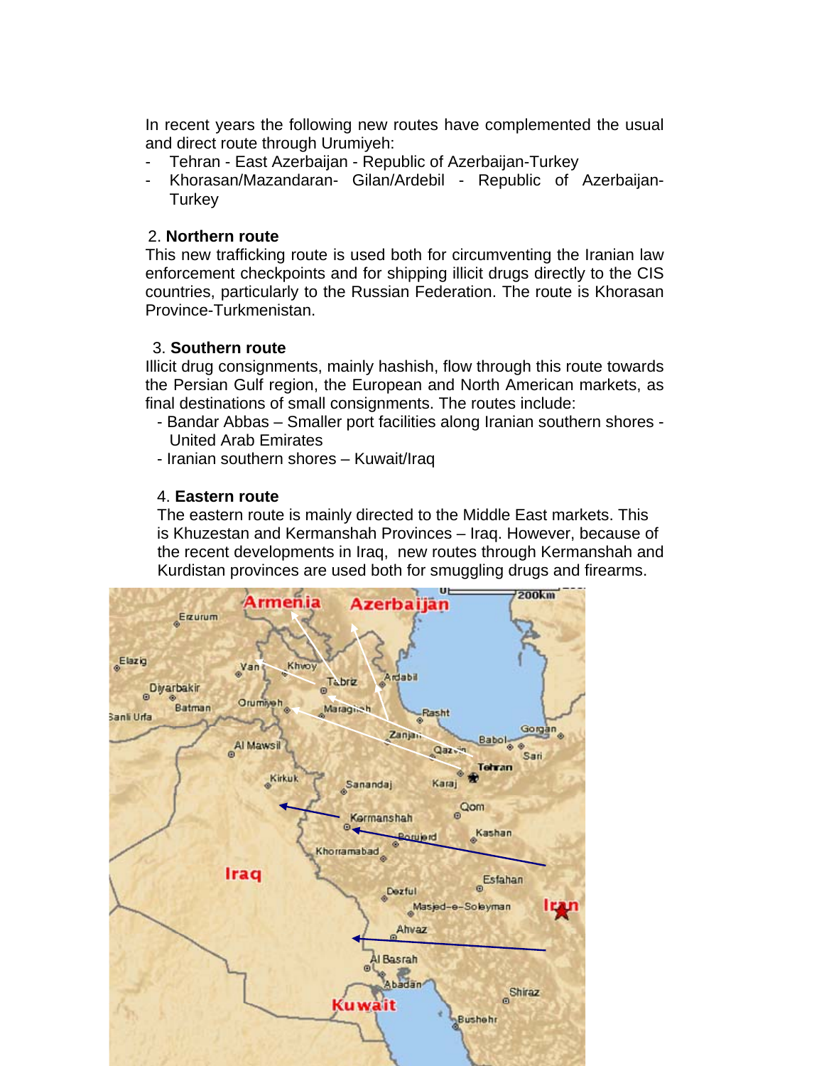In recent years the following new routes have complemented the usual and direct route through Urumiyeh:

- Tehran - East Azerbaijan - Republic of Azerbaijan-Turkey
- Khorasan/Mazandaran- Gilan/Ardebil - Republic of Azerbaijan-Turkey

2. **Northern route**

This new trafficking route is used both for circumventing the Iranian law enforcement checkpoints and for shipping illicit drugs directly to the CIS countries, particularly to the Russian Federation. The route is Khorasan Province-Turkmenistan.

3. **Southern route**

Illicit drug consignments, mainly hashish, flow through this route towards the Persian Gulf region, the European and North American markets, as final destinations of small consignments. The routes include:

- Bandar Abbas – Smaller port facilities along Iranian southern shores - United Arab Emirates
- Iranian southern shores – Kuwait/Iraq

4. **Eastern route**

The eastern route is mainly directed to the Middle East markets. This is Khuzestan and Kermanshah Provinces – Iraq. However, because of the recent developments in Iraq, new routes through Kermanshah and Kurdistan provinces are used both for smuggling drugs and firearms.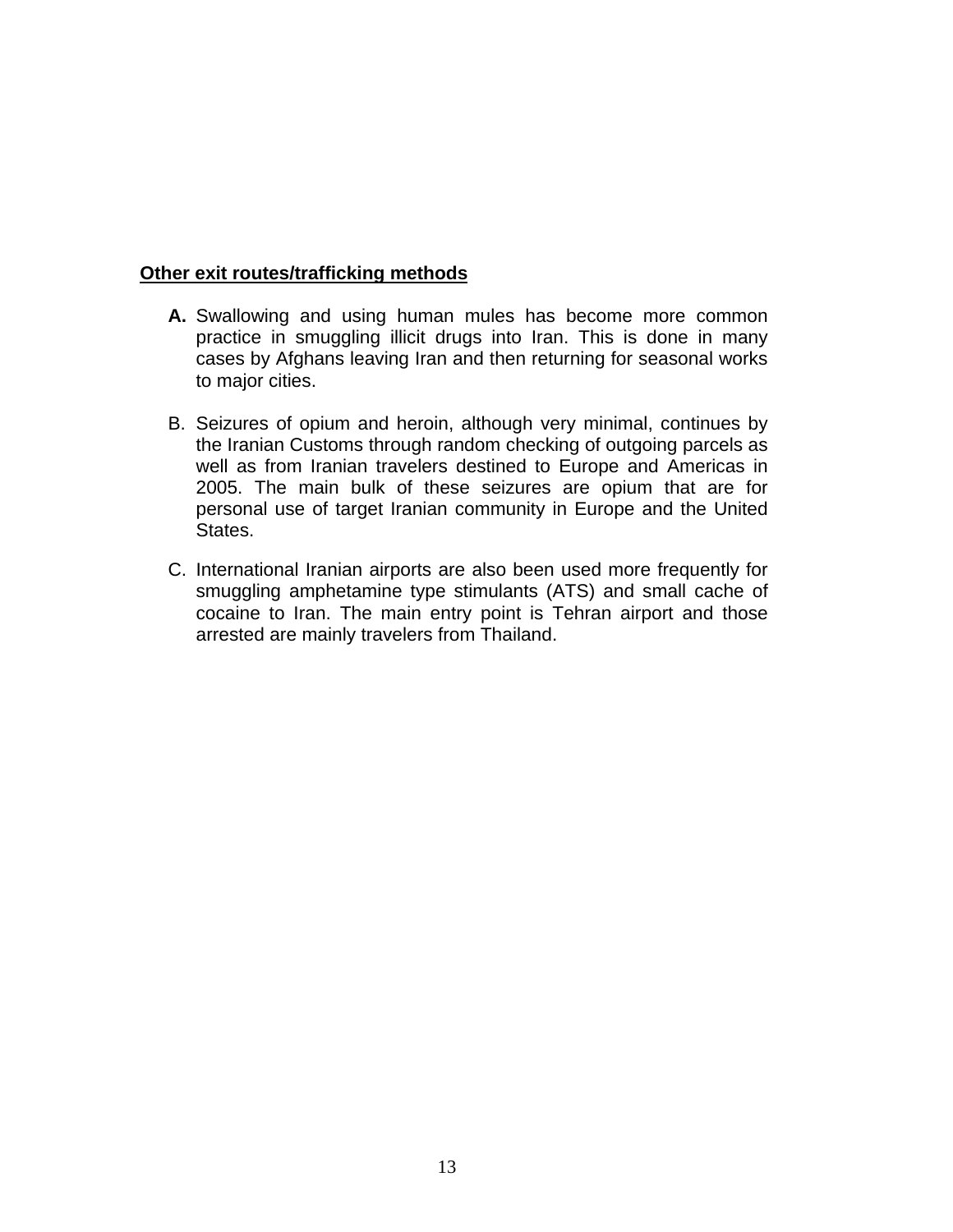**Other exit routes/trafficking methods**

**A.** Swallowing and using human mules has become more common practice in smuggling illicit drugs into Iran. This is done in many cases by Afghans leaving Iran and then returning for seasonal works to major cities.

B. Seizures of opium and heroin, although very minimal, continues by the Iranian Customs through random checking of outgoing parcels as well as from Iranian travelers destined to Europe and Americas in 2005. The main bulk of these seizures are opium that are for personal use of target Iranian community in Europe and the United States.

C. International Iranian airports are also been used more frequently for smuggling amphetamine type stimulants (ATS) and small cache of cocaine to Iran. The main entry point is Tehran airport and those arrested are mainly travelers from Thailand.